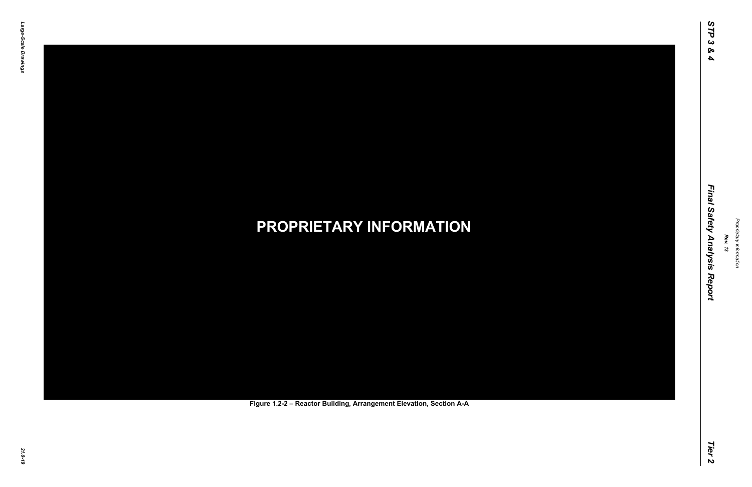**PROPRIETARY INFORMATION**

**Figure 1.2-2 – Reactor Building, Arrangement Elevation, Section A-A**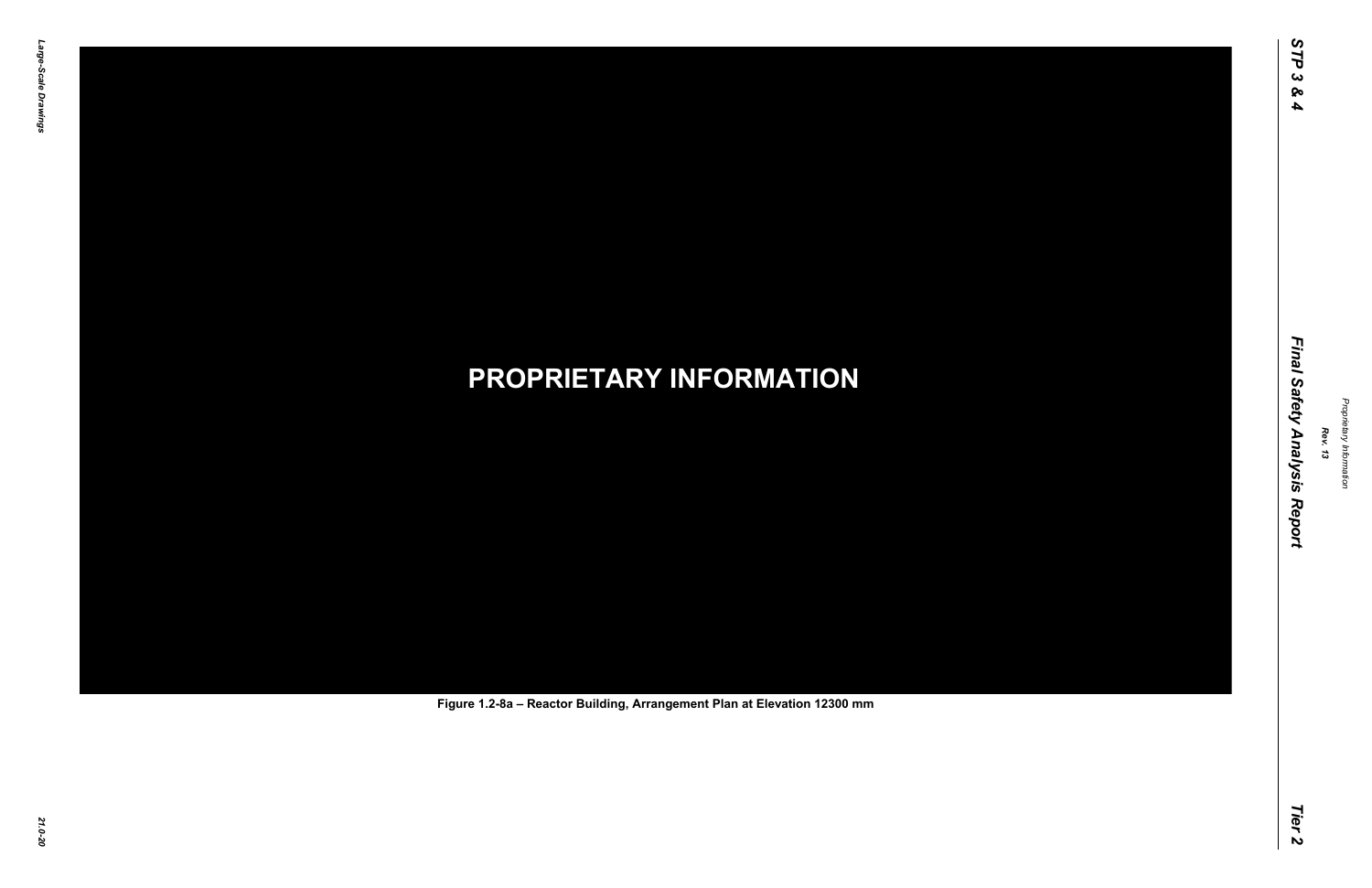PROPRIETARY INFORMATION

Figure 1.2-8a – Reactor Building, Arrangement Plan at Elevation 12300 mm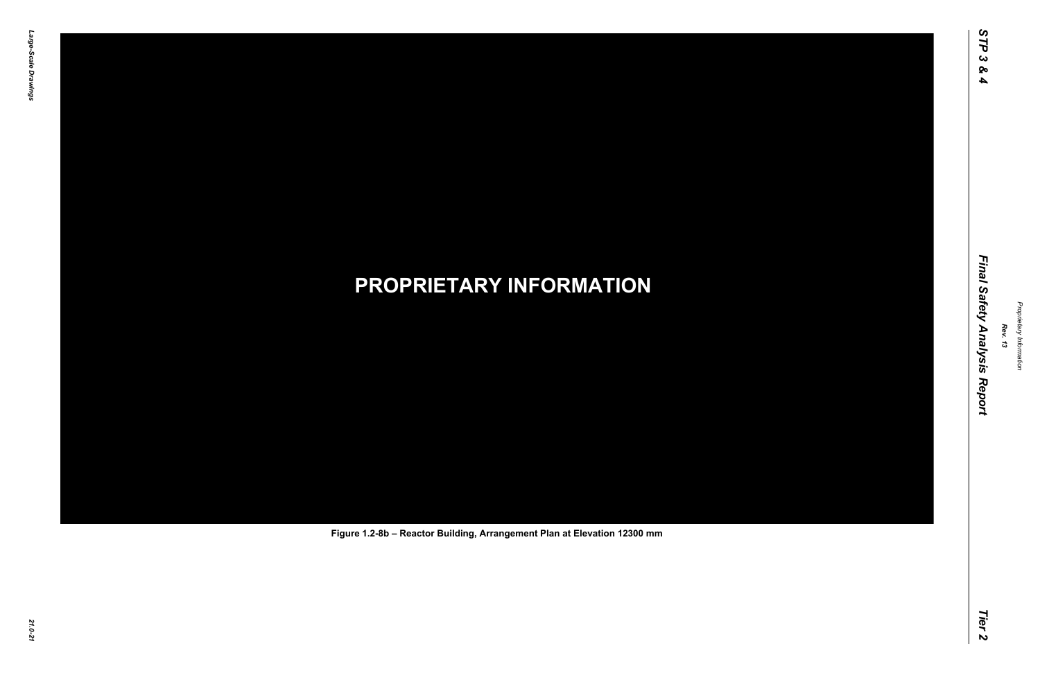**PROPRIETARY INFORMATION**

**Figure 1.2-8b – Reactor Building, Arrangement Plan at Elevation 12300 mm**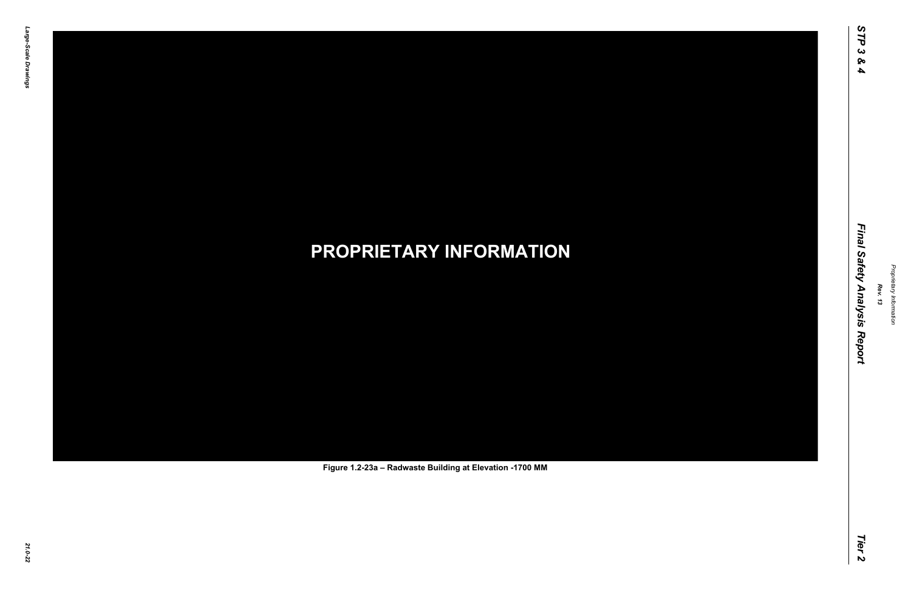**PROPRIETARY INFORMATION**

**Figure 1.2-23a – Radwaste Building at Elevation -1700 MM**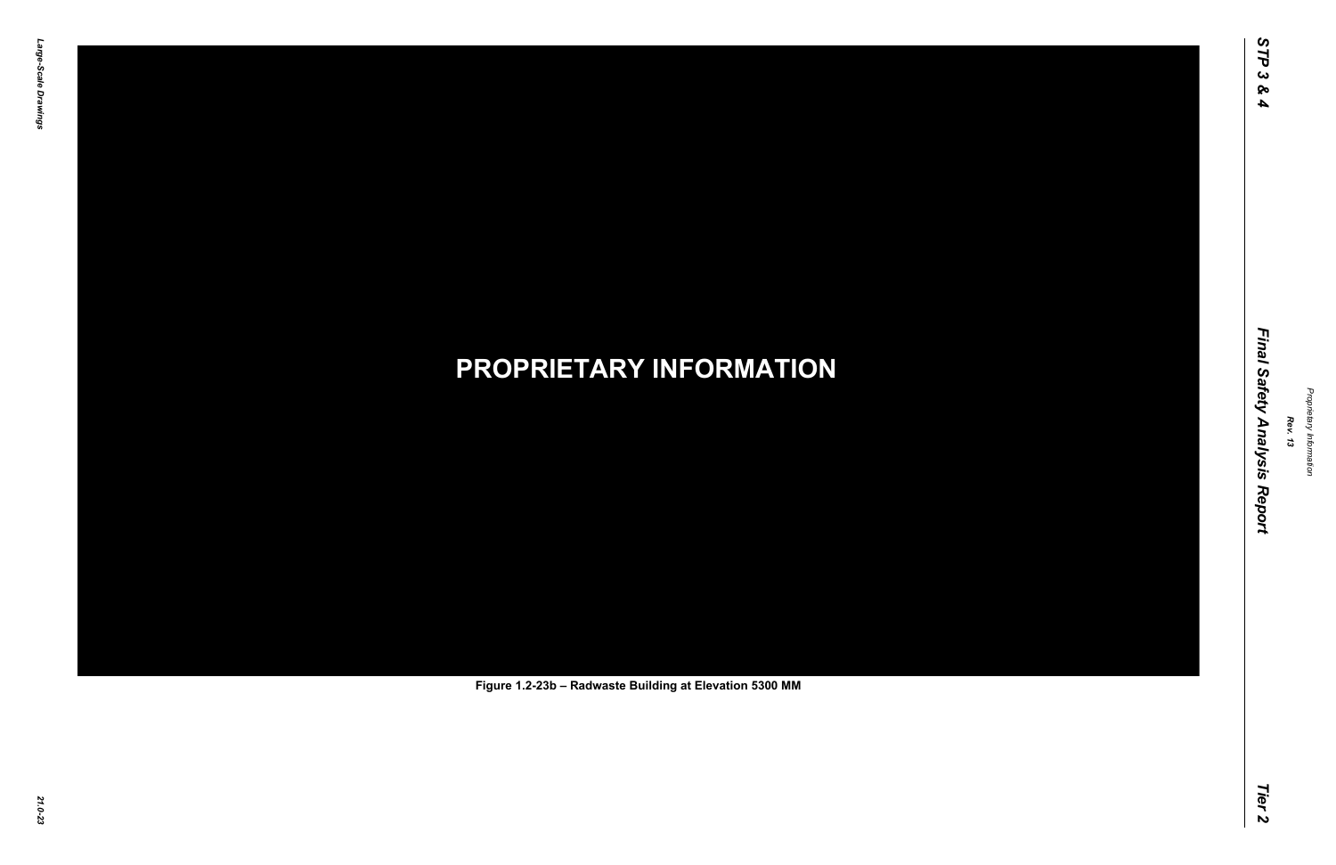PROPRIETARY INFORMATION

Figure 1.2-23b – Radwaste Building at Elevation 5300 MM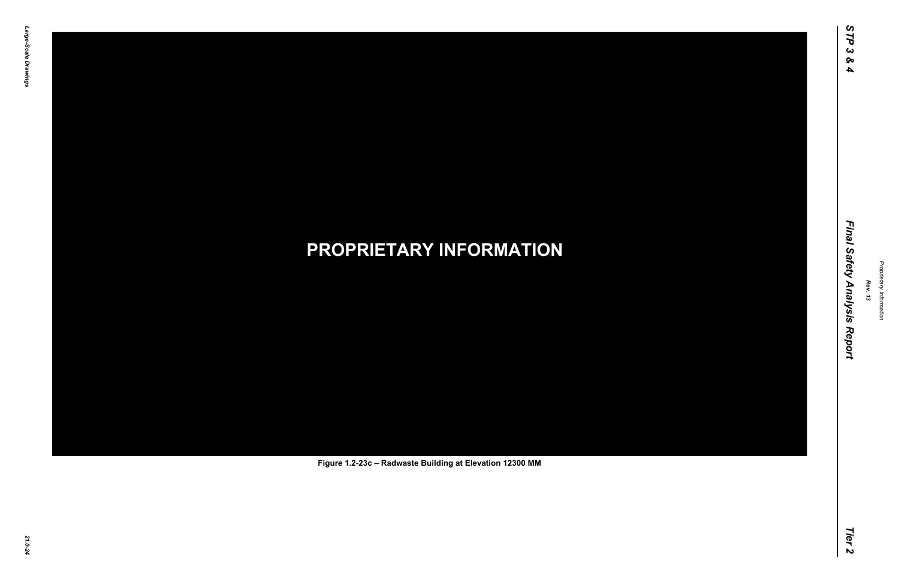**PROPRIETARY INFORMATION**

**Figure 1.2-23c – Radwaste Building at Elevation 12300 MM**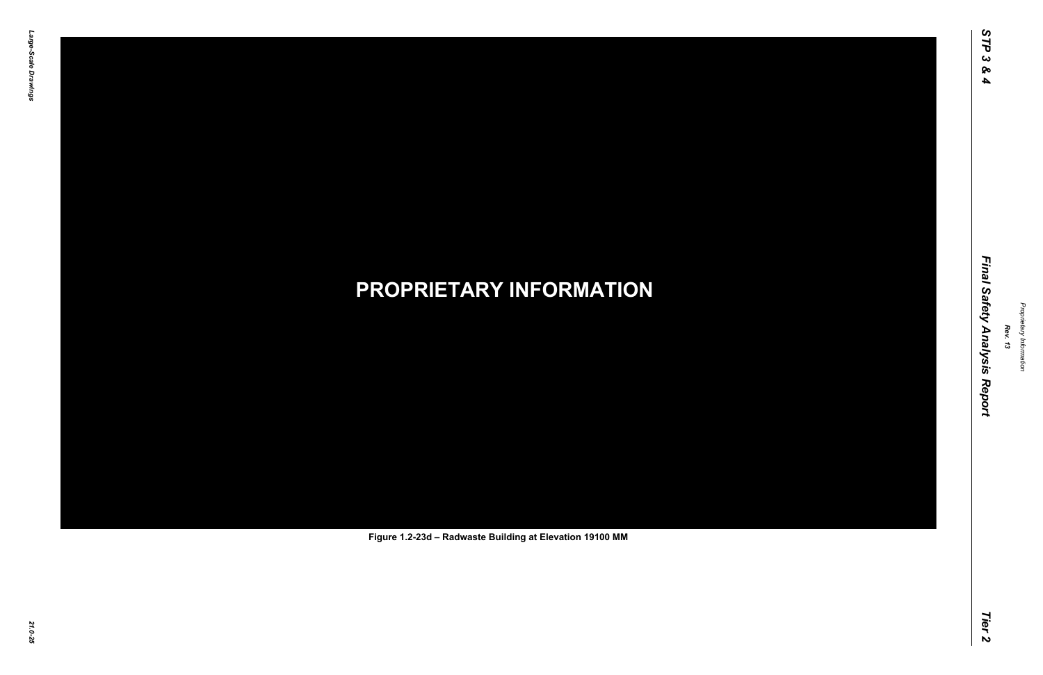**PROPRIETARY INFORMATION**

**Figure 1.2-23d – Radwaste Building at Elevation 19100 MM**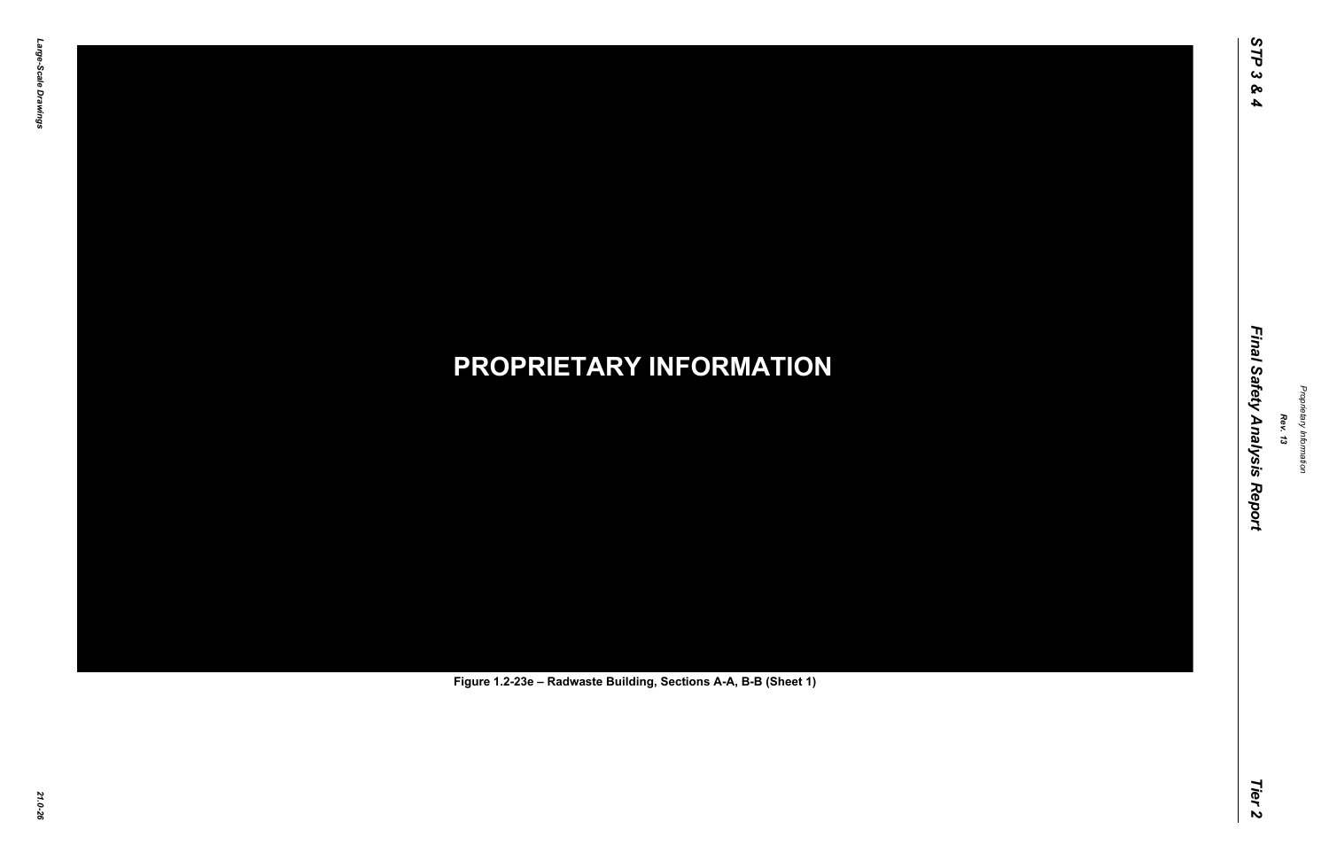**PROPRIETARY INFORMATION**

**Figure 1.2-23e – Radwaste Building, Sections A-A, B-B (Sheet 1)**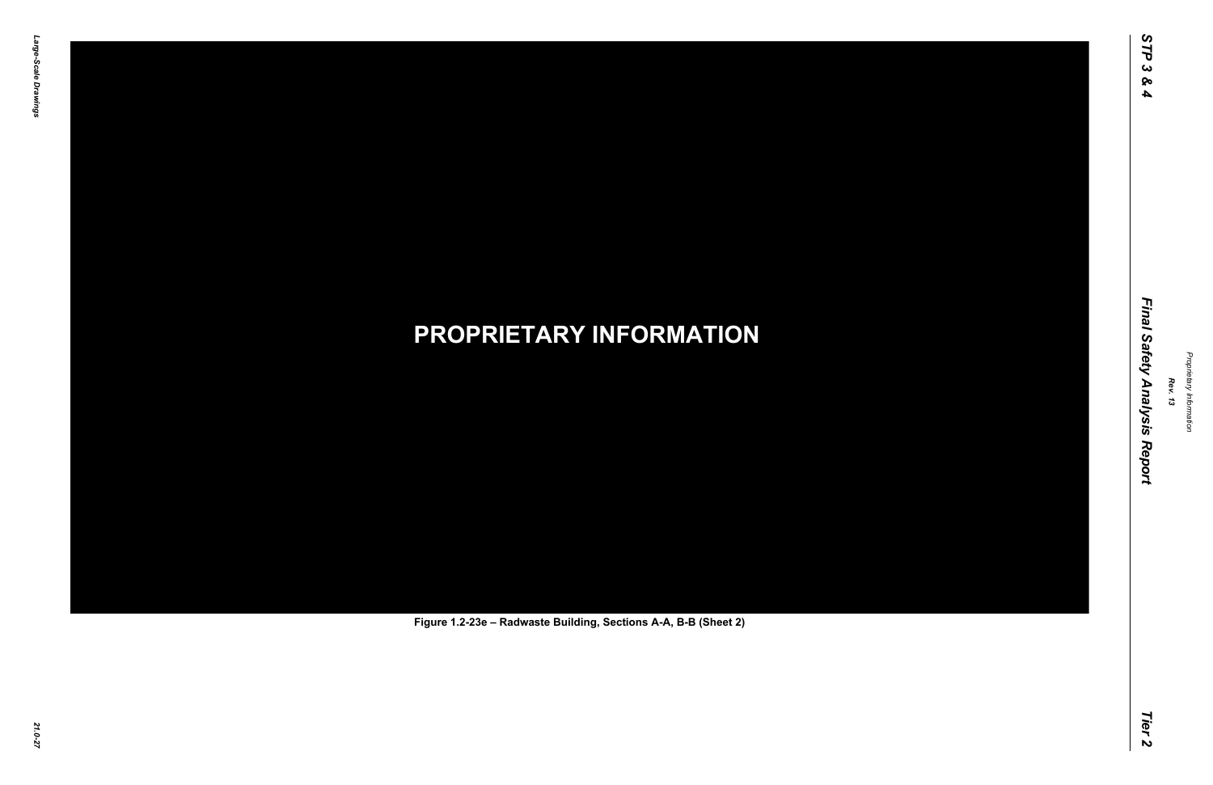PROPRIETARY INFORMATION

Figure 1.2-23e – Radwaste Building, Sections A-A, B-B (Sheet 2)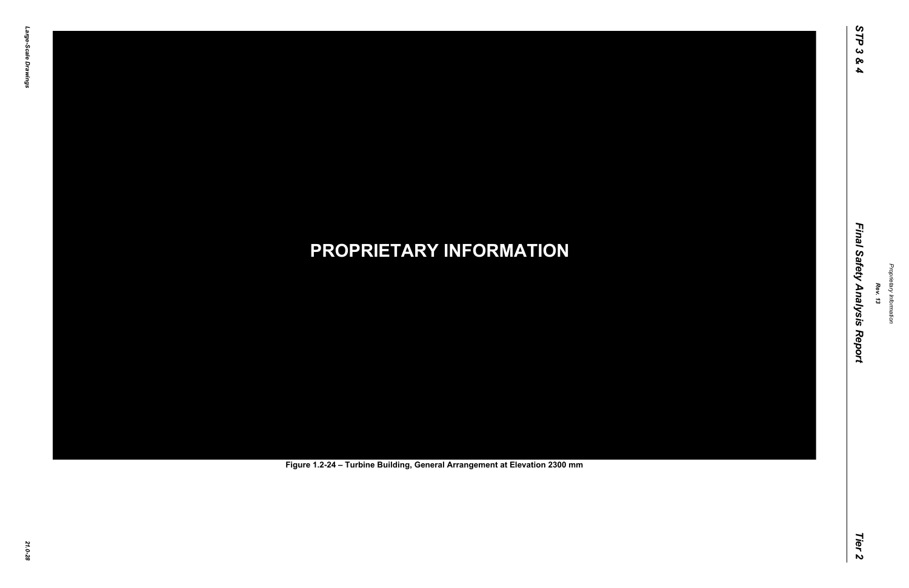PROPRIETARY INFORMATION

Figure 1.2-24 – Turbine Building, General Arrangement at Elevation 2300 mm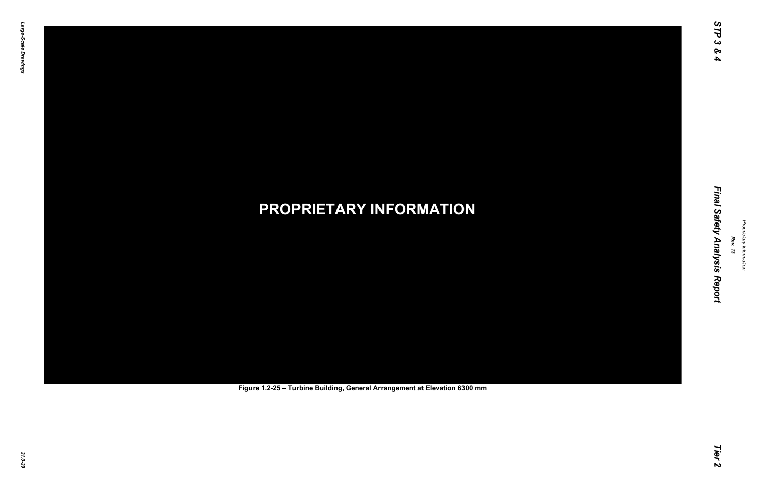PROPRIETARY INFORMATION

Figure 1.2-25 – Turbine Building, General Arrangement at Elevation 6300 mm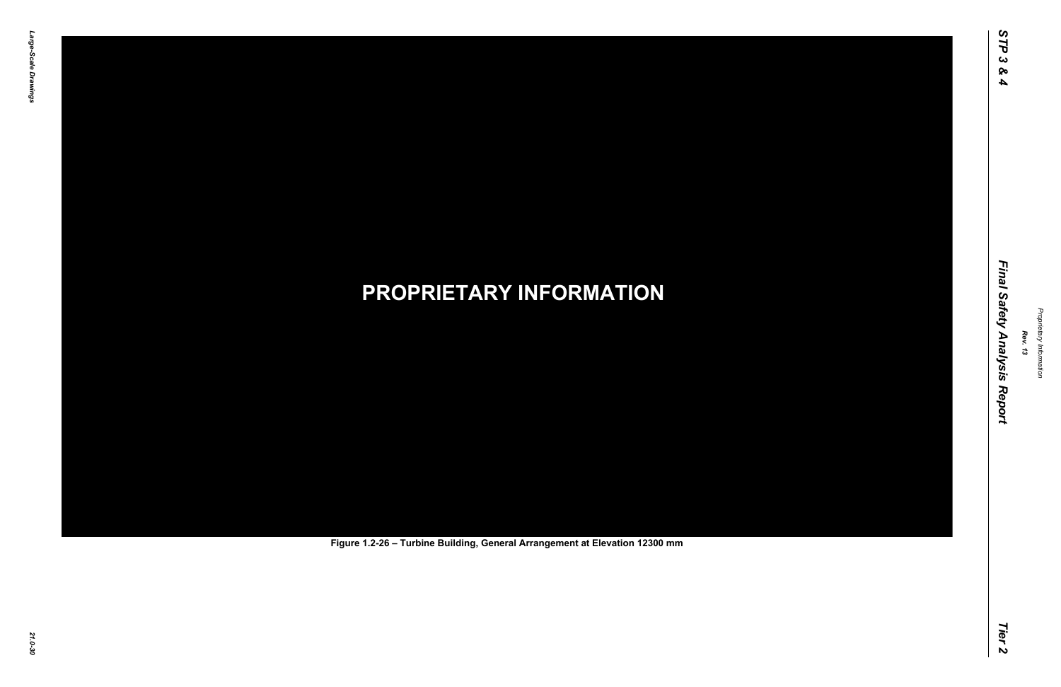**PROPRIETARY INFORMATION**

Figure 1.2-26 – Turbine Building, General Arrangement at Elevation 12300 mm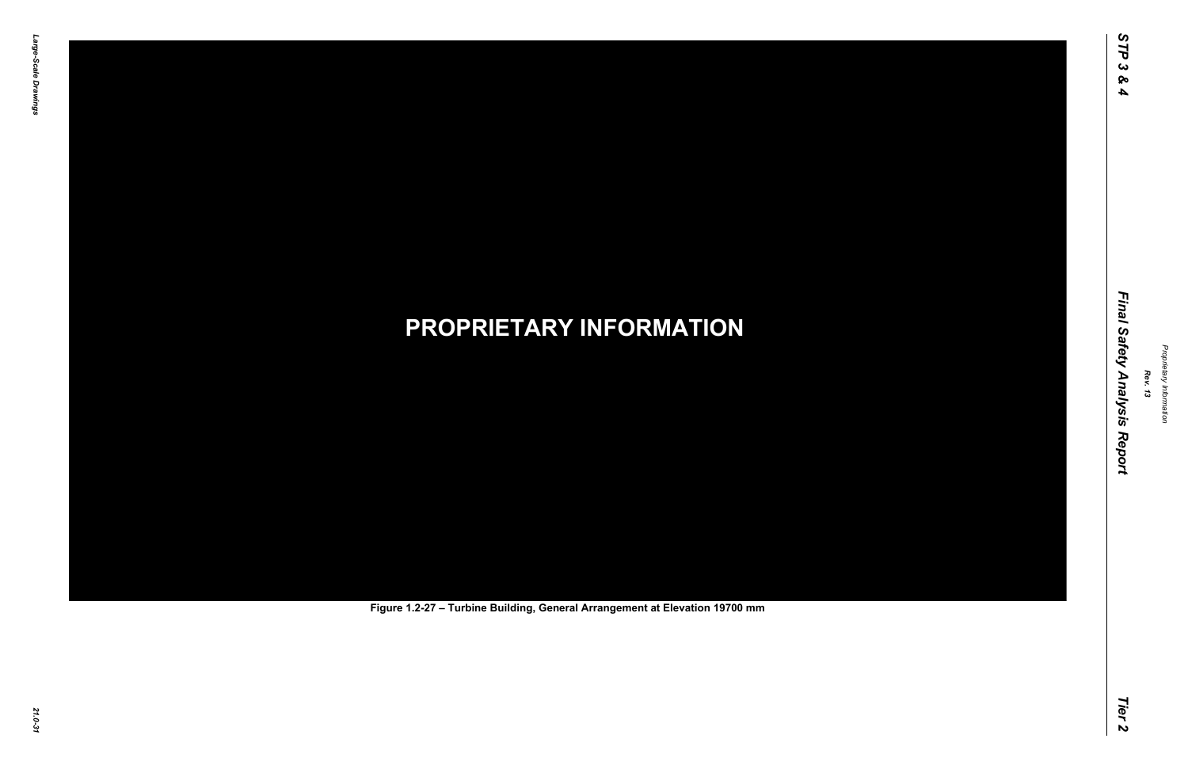**PROPRIETARY INFORMATION**

Figure 1.2-27 – Turbine Building, General Arrangement at Elevation 19700 mm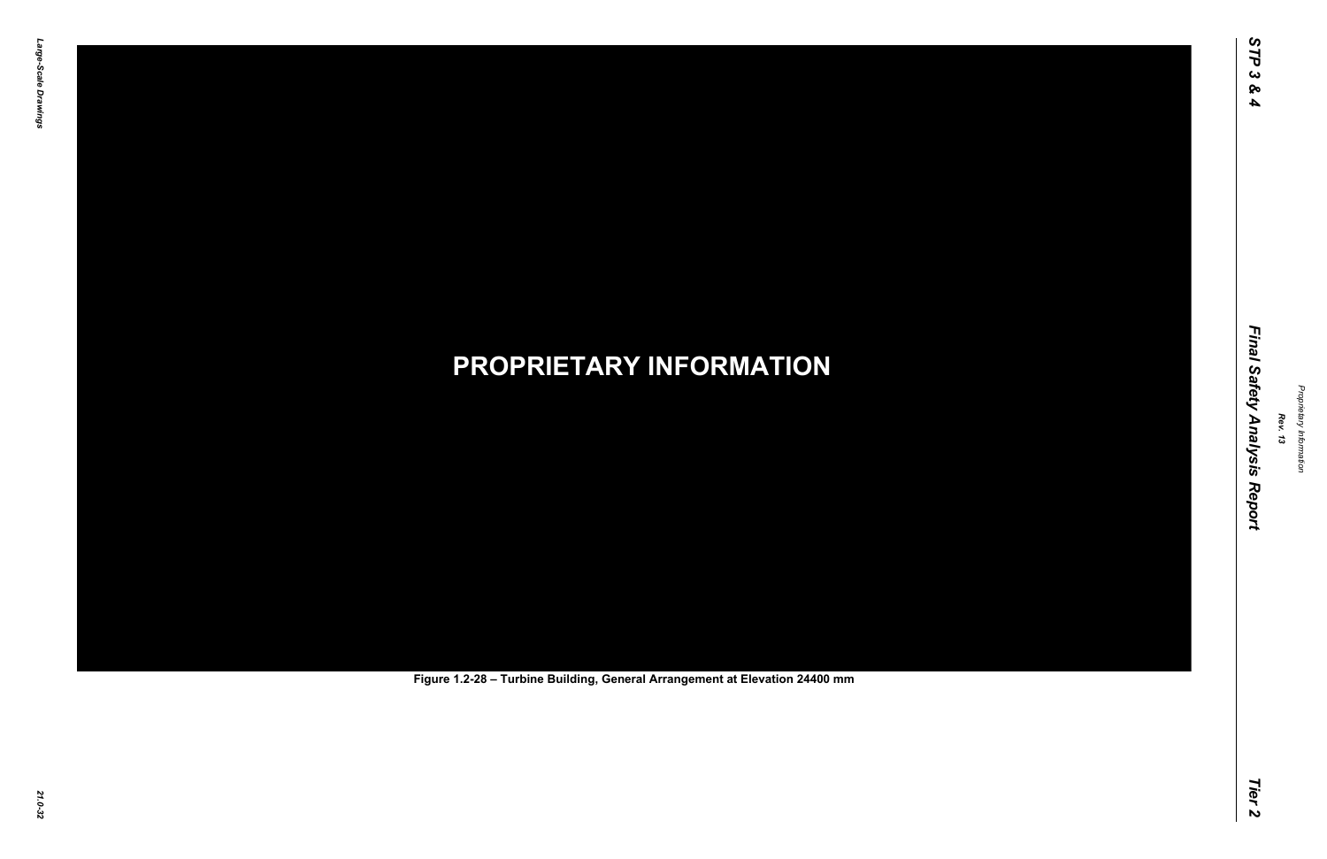PROPRIETARY INFORMATION

Figure 1.2-28 – Turbine Building, General Arrangement at Elevation 24400 mm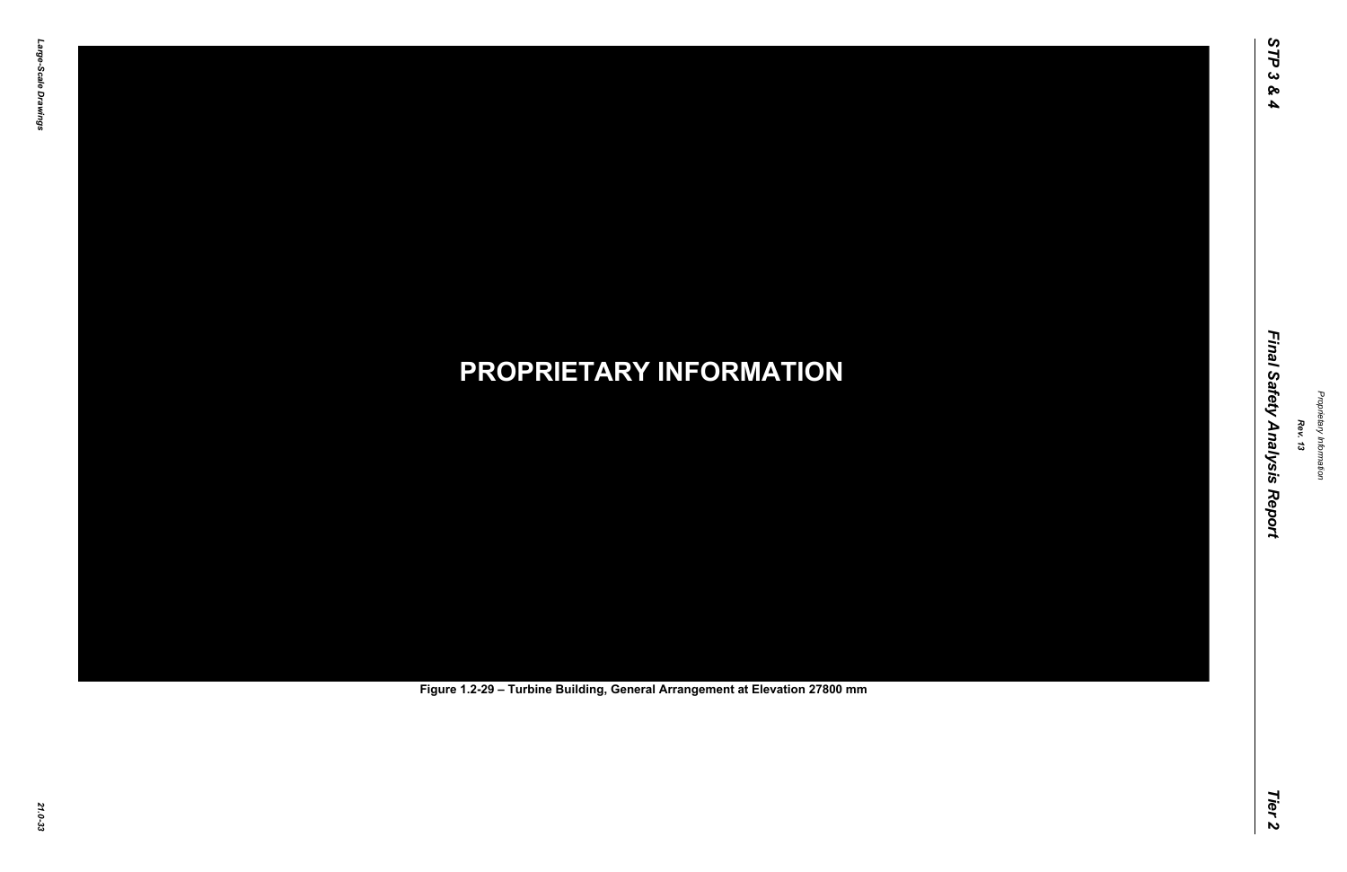**PROPRIETARY INFORMATION**

Figure 1.2-29 – Turbine Building, General Arrangement at Elevation 27800 mm